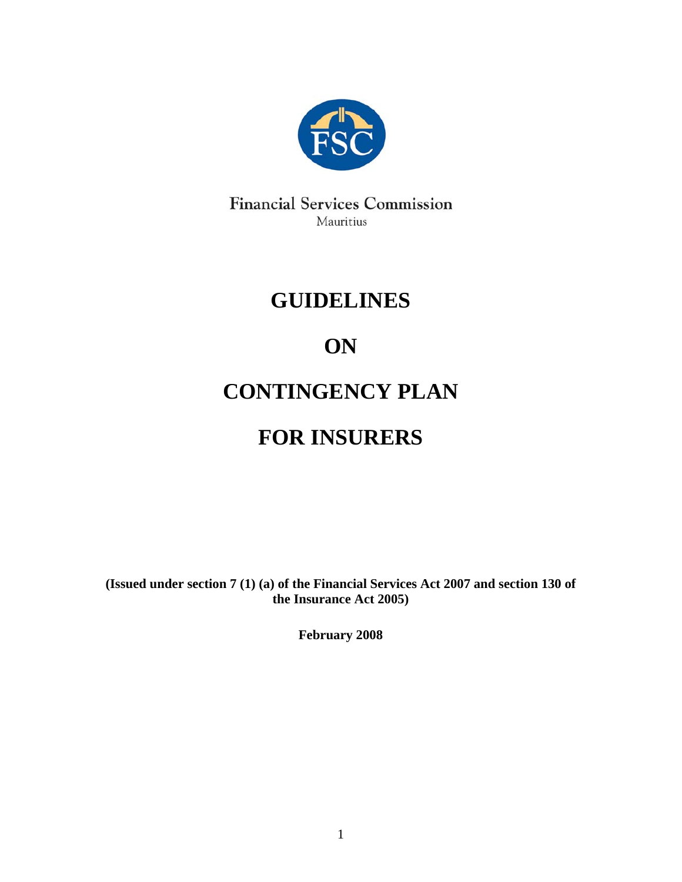Financial Services Commission
Mauritius

# GUIDELINES

# ON

# CONTINGENCY PLAN

# FOR INSURERS

**(Issued under section 7 (1) (a) of the Financial Services Act 2007 and section 130 of the Insurance Act 2005)**

**February 2008**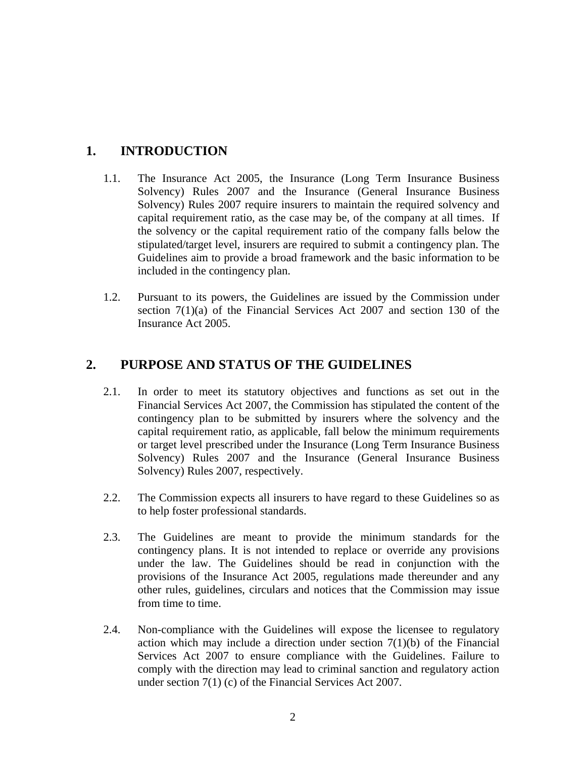## 1. INTRODUCTION

1.1. The Insurance Act 2005, the Insurance (Long Term Insurance Business Solvency) Rules 2007 and the Insurance (General Insurance Business Solvency) Rules 2007 require insurers to maintain the required solvency and capital requirement ratio, as the case may be, of the company at all times. If the solvency or the capital requirement ratio of the company falls below the stipulated/target level, insurers are required to submit a contingency plan. The Guidelines aim to provide a broad framework and the basic information to be included in the contingency plan.

1.2. Pursuant to its powers, the Guidelines are issued by the Commission under section 7(1)(a) of the Financial Services Act 2007 and section 130 of the Insurance Act 2005.

## 2. PURPOSE AND STATUS OF THE GUIDELINES

2.1. In order to meet its statutory objectives and functions as set out in the Financial Services Act 2007, the Commission has stipulated the content of the contingency plan to be submitted by insurers where the solvency and the capital requirement ratio, as applicable, fall below the minimum requirements or target level prescribed under the Insurance (Long Term Insurance Business Solvency) Rules 2007 and the Insurance (General Insurance Business Solvency) Rules 2007, respectively.

2.2. The Commission expects all insurers to have regard to these Guidelines so as to help foster professional standards.

2.3. The Guidelines are meant to provide the minimum standards for the contingency plans. It is not intended to replace or override any provisions under the law. The Guidelines should be read in conjunction with the provisions of the Insurance Act 2005, regulations made thereunder and any other rules, guidelines, circulars and notices that the Commission may issue from time to time.

2.4. Non-compliance with the Guidelines will expose the licensee to regulatory action which may include a direction under section 7(1)(b) of the Financial Services Act 2007 to ensure compliance with the Guidelines. Failure to comply with the direction may lead to criminal sanction and regulatory action under section 7(1) (c) of the Financial Services Act 2007.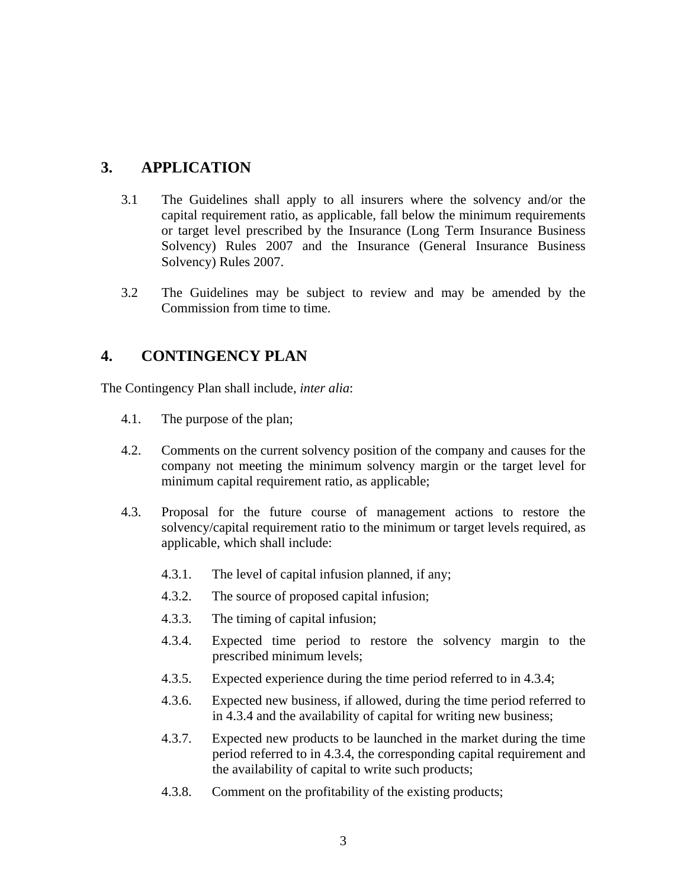## 3. APPLICATION

3.1 The Guidelines shall apply to all insurers where the solvency and/or the capital requirement ratio, as applicable, fall below the minimum requirements or target level prescribed by the Insurance (Long Term Insurance Business Solvency) Rules 2007 and the Insurance (General Insurance Business Solvency) Rules 2007.

3.2 The Guidelines may be subject to review and may be amended by the Commission from time to time.

## 4. CONTINGENCY PLAN

The Contingency Plan shall include, *inter alia*:

4.1. The purpose of the plan;

4.2. Comments on the current solvency position of the company and causes for the company not meeting the minimum solvency margin or the target level for minimum capital requirement ratio, as applicable;

4.3. Proposal for the future course of management actions to restore the solvency/capital requirement ratio to the minimum or target levels required, as applicable, which shall include:

- 4.3.1. The level of capital infusion planned, if any;
- 4.3.2. The source of proposed capital infusion;
- 4.3.3. The timing of capital infusion;
- 4.3.4. Expected time period to restore the solvency margin to the prescribed minimum levels;
- 4.3.5. Expected experience during the time period referred to in 4.3.4;
- 4.3.6. Expected new business, if allowed, during the time period referred to in 4.3.4 and the availability of capital for writing new business;
- 4.3.7. Expected new products to be launched in the market during the time period referred to in 4.3.4, the corresponding capital requirement and the availability of capital to write such products;
- 4.3.8. Comment on the profitability of the existing products;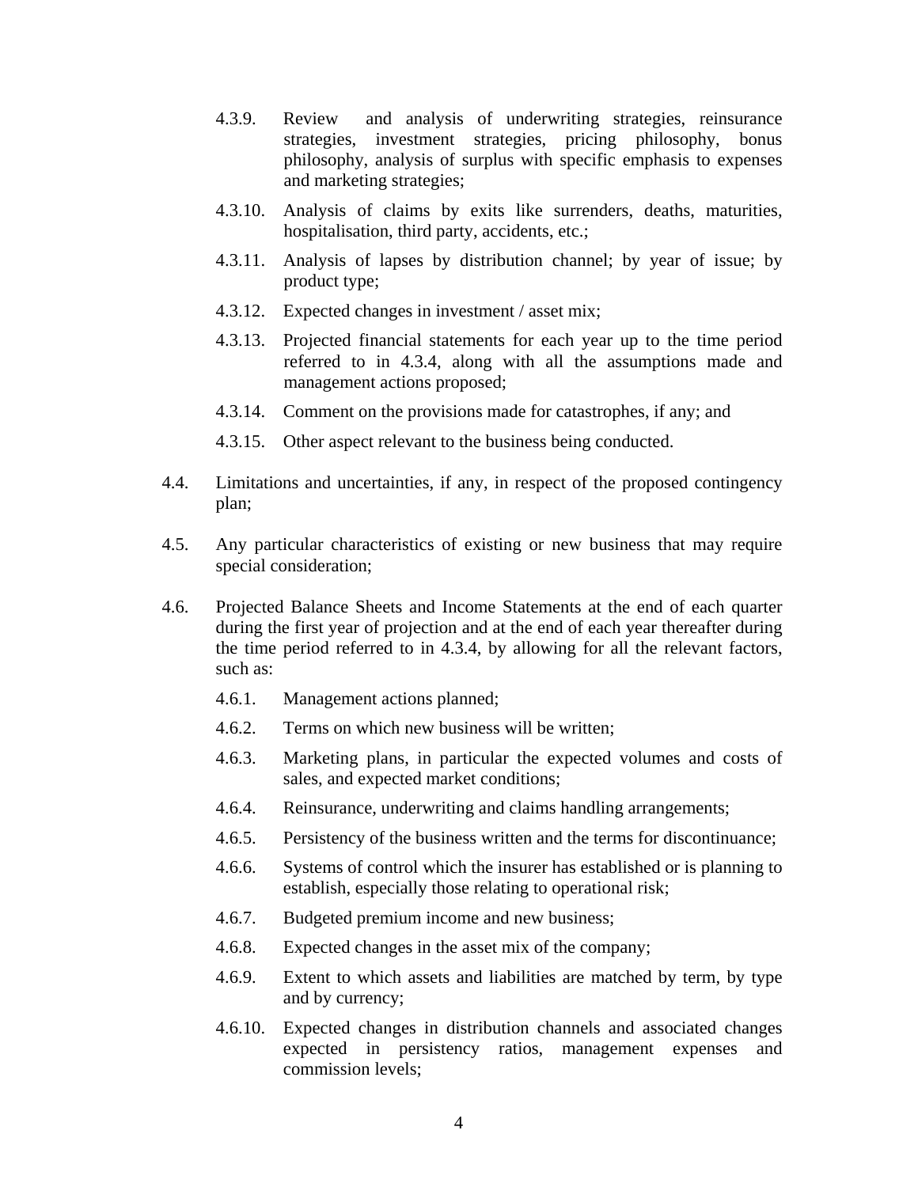4.3.9. Review and analysis of underwriting strategies, reinsurance strategies, investment strategies, pricing philosophy, bonus philosophy, analysis of surplus with specific emphasis to expenses and marketing strategies;

4.3.10. Analysis of claims by exits like surrenders, deaths, maturities, hospitalisation, third party, accidents, etc.;

4.3.11. Analysis of lapses by distribution channel; by year of issue; by product type;

4.3.12. Expected changes in investment / asset mix;

4.3.13. Projected financial statements for each year up to the time period referred to in 4.3.4, along with all the assumptions made and management actions proposed;

4.3.14. Comment on the provisions made for catastrophes, if any; and

4.3.15. Other aspect relevant to the business being conducted.

4.4. Limitations and uncertainties, if any, in respect of the proposed contingency plan;

4.5. Any particular characteristics of existing or new business that may require special consideration;

4.6. Projected Balance Sheets and Income Statements at the end of each quarter during the first year of projection and at the end of each year thereafter during the time period referred to in 4.3.4, by allowing for all the relevant factors, such as:

4.6.1. Management actions planned;

4.6.2. Terms on which new business will be written;

4.6.3. Marketing plans, in particular the expected volumes and costs of sales, and expected market conditions;

4.6.4. Reinsurance, underwriting and claims handling arrangements;

4.6.5. Persistency of the business written and the terms for discontinuance;

4.6.6. Systems of control which the insurer has established or is planning to establish, especially those relating to operational risk;

4.6.7. Budgeted premium income and new business;

4.6.8. Expected changes in the asset mix of the company;

4.6.9. Extent to which assets and liabilities are matched by term, by type and by currency;

4.6.10. Expected changes in distribution channels and associated changes expected in persistency ratios, management expenses and commission levels;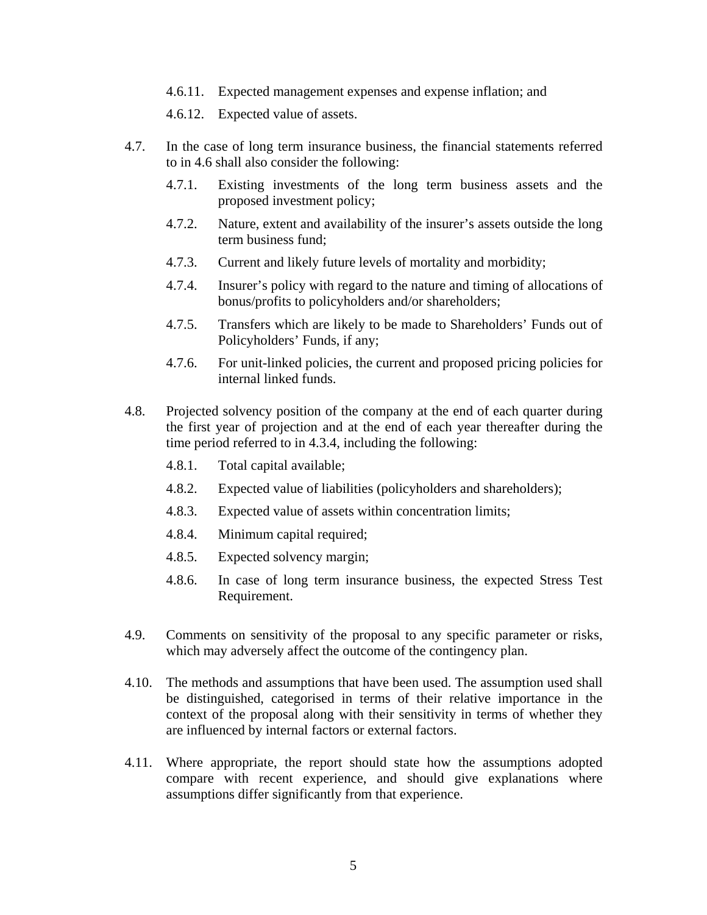4.6.11. Expected management expenses and expense inflation; and

4.6.12. Expected value of assets.

4.7. In the case of long term insurance business, the financial statements referred to in 4.6 shall also consider the following:

4.7.1. Existing investments of the long term business assets and the proposed investment policy;

4.7.2. Nature, extent and availability of the insurer's assets outside the long term business fund;

4.7.3. Current and likely future levels of mortality and morbidity;

4.7.4. Insurer's policy with regard to the nature and timing of allocations of bonus/profits to policyholders and/or shareholders;

4.7.5. Transfers which are likely to be made to Shareholders' Funds out of Policyholders' Funds, if any;

4.7.6. For unit-linked policies, the current and proposed pricing policies for internal linked funds.

4.8. Projected solvency position of the company at the end of each quarter during the first year of projection and at the end of each year thereafter during the time period referred to in 4.3.4, including the following:

4.8.1. Total capital available;

4.8.2. Expected value of liabilities (policyholders and shareholders);

4.8.3. Expected value of assets within concentration limits;

4.8.4. Minimum capital required;

4.8.5. Expected solvency margin;

4.8.6. In case of long term insurance business, the expected Stress Test Requirement.

4.9. Comments on sensitivity of the proposal to any specific parameter or risks, which may adversely affect the outcome of the contingency plan.

4.10. The methods and assumptions that have been used. The assumption used shall be distinguished, categorised in terms of their relative importance in the context of the proposal along with their sensitivity in terms of whether they are influenced by internal factors or external factors.

4.11. Where appropriate, the report should state how the assumptions adopted compare with recent experience, and should give explanations where assumptions differ significantly from that experience.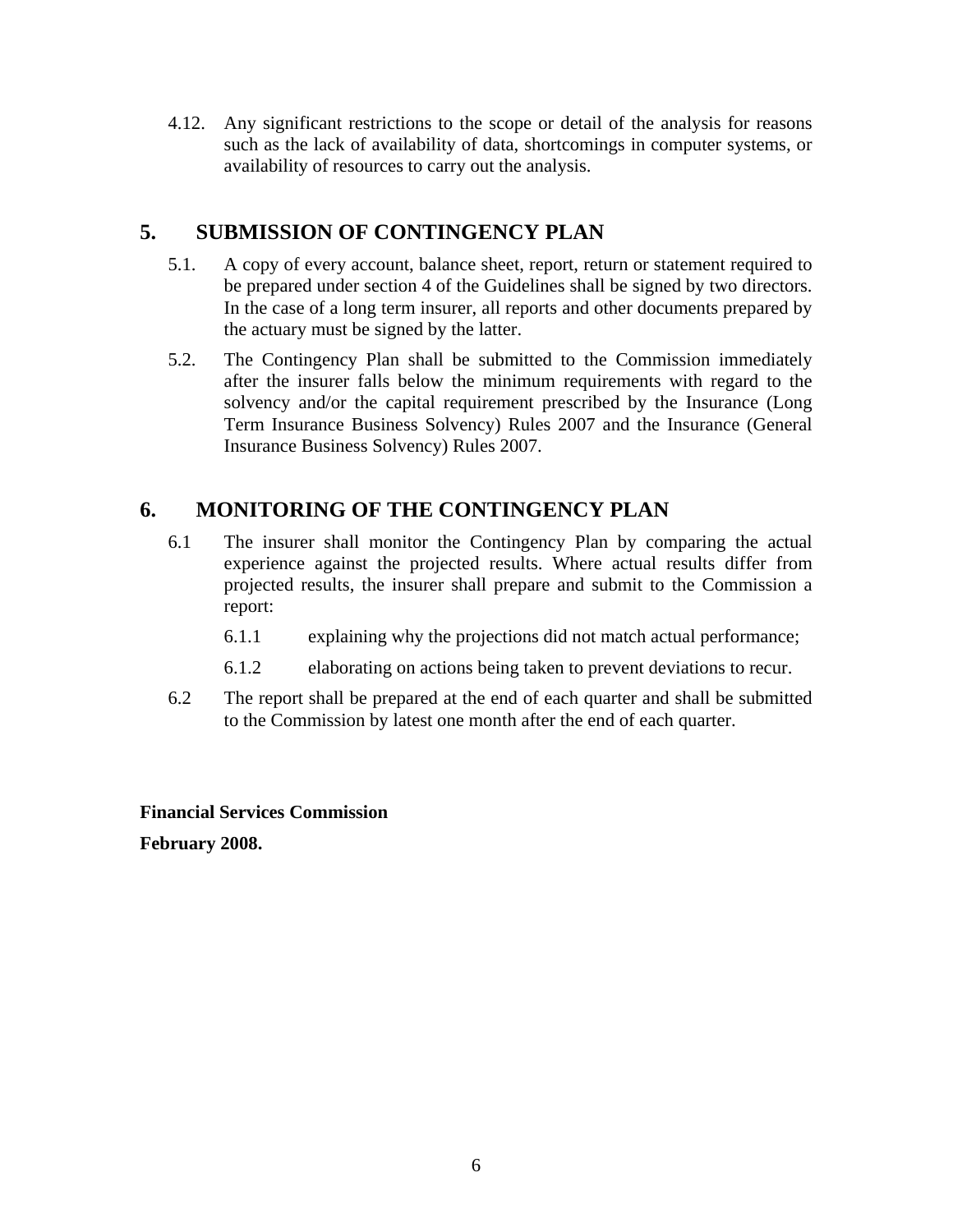4.12. Any significant restrictions to the scope or detail of the analysis for reasons such as the lack of availability of data, shortcomings in computer systems, or availability of resources to carry out the analysis.

## 5. SUBMISSION OF CONTINGENCY PLAN

5.1. A copy of every account, balance sheet, report, return or statement required to be prepared under section 4 of the Guidelines shall be signed by two directors. In the case of a long term insurer, all reports and other documents prepared by the actuary must be signed by the latter.

5.2. The Contingency Plan shall be submitted to the Commission immediately after the insurer falls below the minimum requirements with regard to the solvency and/or the capital requirement prescribed by the Insurance (Long Term Insurance Business Solvency) Rules 2007 and the Insurance (General Insurance Business Solvency) Rules 2007.

## 6. MONITORING OF THE CONTINGENCY PLAN

6.1 The insurer shall monitor the Contingency Plan by comparing the actual experience against the projected results. Where actual results differ from projected results, the insurer shall prepare and submit to the Commission a report:

6.1.1 explaining why the projections did not match actual performance;

6.1.2 elaborating on actions being taken to prevent deviations to recur.

6.2 The report shall be prepared at the end of each quarter and shall be submitted to the Commission by latest one month after the end of each quarter.

**Financial Services Commission**

**February 2008.**